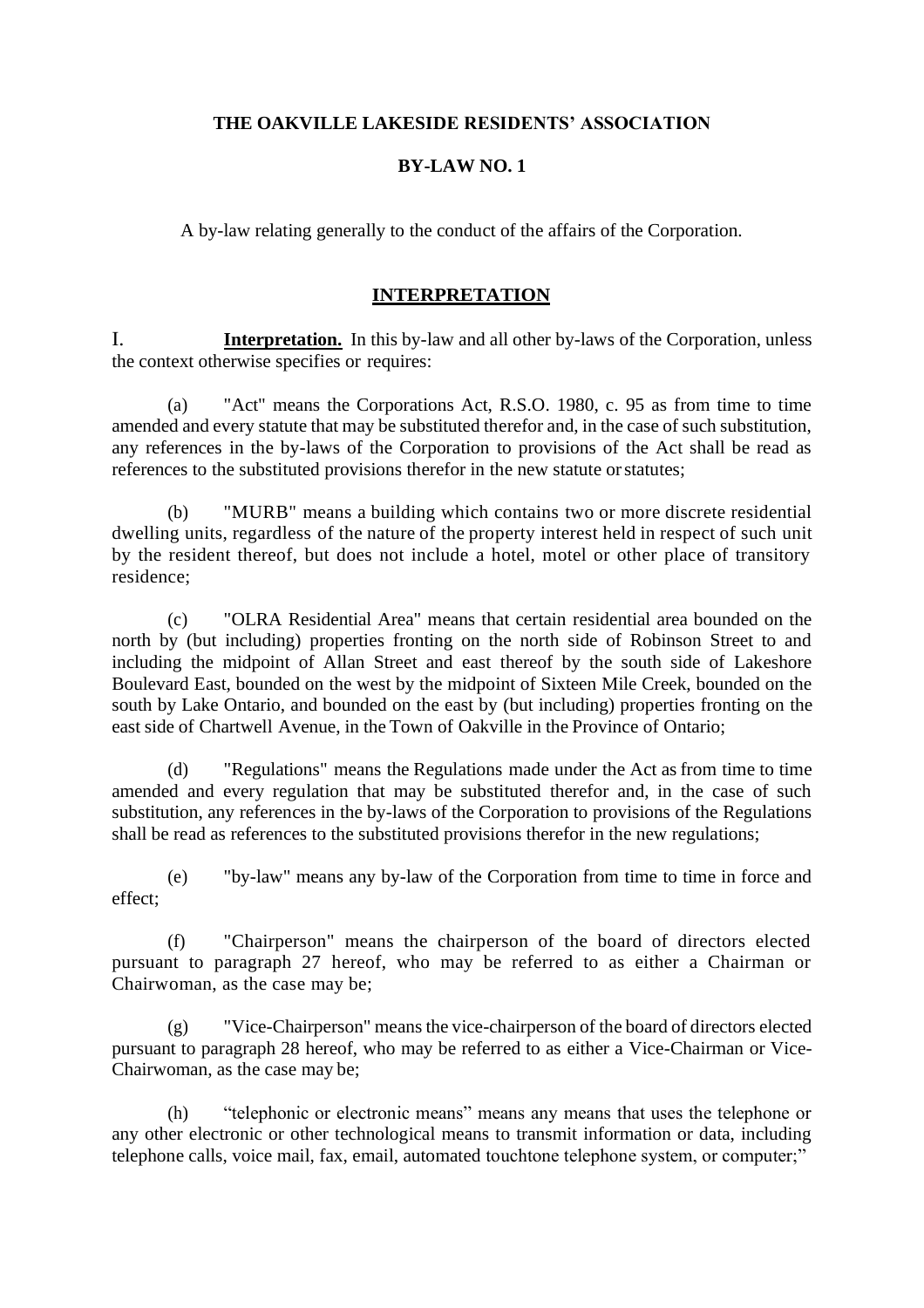**THE OAKVILLE LAKESIDE RESIDENTS' ASSOCIATION**

**BY-LAW NO. 1**

A by-law relating generally to the conduct of the affairs of the Corporation.

## INTERPRETATION

I. **Interpretation.** In this by-law and all other by-laws of the Corporation, unless the context otherwise specifies or requires:

(a) "Act" means the Corporations Act, R.S.O. 1980, c. 95 as from time to time amended and every statute that may be substituted therefor and, in the case of such substitution, any references in the by-laws of the Corporation to provisions of the Act shall be read as references to the substituted provisions therefor in the new statute or statutes;

(b) "MURB" means a building which contains two or more discrete residential dwelling units, regardless of the nature of the property interest held in respect of such unit by the resident thereof, but does not include a hotel, motel or other place of transitory residence;

(c) "OLRA Residential Area" means that certain residential area bounded on the north by (but including) properties fronting on the north side of Robinson Street to and including the midpoint of Allan Street and east thereof by the south side of Lakeshore Boulevard East, bounded on the west by the midpoint of Sixteen Mile Creek, bounded on the south by Lake Ontario, and bounded on the east by (but including) properties fronting on the east side of Chartwell Avenue, in the Town of Oakville in the Province of Ontario;

(d) "Regulations" means the Regulations made under the Act as from time to time amended and every regulation that may be substituted therefor and, in the case of such substitution, any references in the by-laws of the Corporation to provisions of the Regulations shall be read as references to the substituted provisions therefor in the new regulations;

(e) "by-law" means any by-law of the Corporation from time to time in force and effect;

(f) "Chairperson" means the chairperson of the board of directors elected pursuant to paragraph 27 hereof, who may be referred to as either a Chairman or Chairwoman, as the case may be;

(g) "Vice-Chairperson" means the vice-chairperson of the board of directors elected pursuant to paragraph 28 hereof, who may be referred to as either a Vice-Chairman or Vice-Chairwoman, as the case may be;

(h) "telephonic or electronic means" means any means that uses the telephone or any other electronic or other technological means to transmit information or data, including telephone calls, voice mail, fax, email, automated touchtone telephone system, or computer;"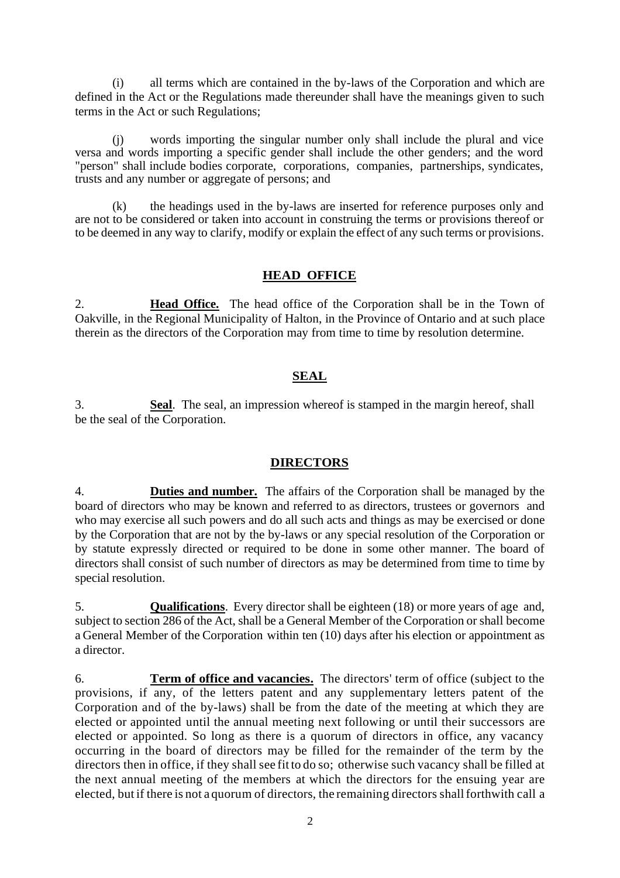(i) all terms which are contained in the by-laws of the Corporation and which are defined in the Act or the Regulations made thereunder shall have the meanings given to such terms in the Act or such Regulations;

(j) words importing the singular number only shall include the plural and vice versa and words importing a specific gender shall include the other genders; and the word "person" shall include bodies corporate, corporations, companies, partnerships, syndicates, trusts and any number or aggregate of persons; and

(k) the headings used in the by-laws are inserted for reference purposes only and are not to be considered or taken into account in construing the terms or provisions thereof or to be deemed in any way to clarify, modify or explain the effect of any such terms or provisions.

## HEAD OFFICE

2. **Head Office.** The head office of the Corporation shall be in the Town of Oakville, in the Regional Municipality of Halton, in the Province of Ontario and at such place therein as the directors of the Corporation may from time to time by resolution determine.

## SEAL

3. **Seal**. The seal, an impression whereof is stamped in the margin hereof, shall be the seal of the Corporation.

## DIRECTORS

4. **Duties and number.** The affairs of the Corporation shall be managed by the board of directors who may be known and referred to as directors, trustees or governors and who may exercise all such powers and do all such acts and things as may be exercised or done by the Corporation that are not by the by-laws or any special resolution of the Corporation or by statute expressly directed or required to be done in some other manner. The board of directors shall consist of such number of directors as may be determined from time to time by special resolution.

5. **Qualifications**. Every director shall be eighteen (18) or more years of age and, subject to section 286 of the Act, shall be a General Member of the Corporation or shall become a General Member of the Corporation within ten (10) days after his election or appointment as a director.

6. **Term of office and vacancies.** The directors' term of office (subject to the provisions, if any, of the letters patent and any supplementary letters patent of the Corporation and of the by-laws) shall be from the date of the meeting at which they are elected or appointed until the annual meeting next following or until their successors are elected or appointed. So long as there is a quorum of directors in office, any vacancy occurring in the board of directors may be filled for the remainder of the term by the directors then in office, if they shall see fit to do so; otherwise such vacancy shall be filled at the next annual meeting of the members at which the directors for the ensuing year are elected, but if there is not a quorum of directors, the remaining directors shall forthwith call a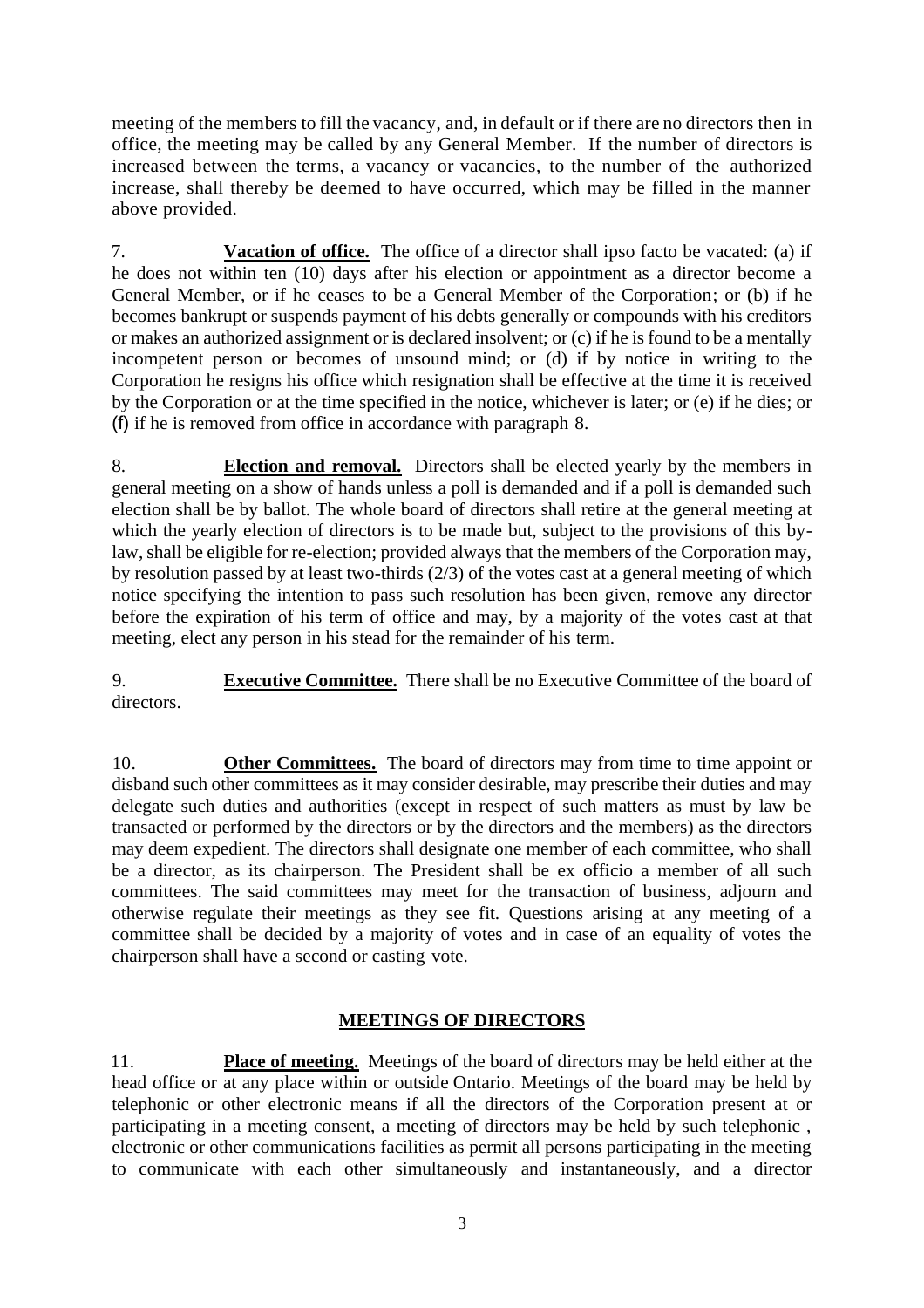meeting of the members to fill the vacancy, and, in default or if there are no directors then in office, the meeting may be called by any General Member. If the number of directors is increased between the terms, a vacancy or vacancies, to the number of the authorized increase, shall thereby be deemed to have occurred, which may be filled in the manner above provided.

7. **Vacation of office.** The office of a director shall ipso facto be vacated: (a) if he does not within ten (10) days after his election or appointment as a director become a General Member, or if he ceases to be a General Member of the Corporation; or (b) if he becomes bankrupt or suspends payment of his debts generally or compounds with his creditors or makes an authorized assignment or is declared insolvent; or (c) if he is found to be a mentally incompetent person or becomes of unsound mind; or (d) if by notice in writing to the Corporation he resigns his office which resignation shall be effective at the time it is received by the Corporation or at the time specified in the notice, whichever is later; or (e) if he dies; or (f) if he is removed from office in accordance with paragraph 8.

8. **Election and removal.** Directors shall be elected yearly by the members in general meeting on a show of hands unless a poll is demanded and if a poll is demanded such election shall be by ballot. The whole board of directors shall retire at the general meeting at which the yearly election of directors is to be made but, subject to the provisions of this by-law, shall be eligible for re-election; provided always that the members of the Corporation may, by resolution passed by at least two-thirds (2/3) of the votes cast at a general meeting of which notice specifying the intention to pass such resolution has been given, remove any director before the expiration of his term of office and may, by a majority of the votes cast at that meeting, elect any person in his stead for the remainder of his term.

9. **Executive Committee.** There shall be no Executive Committee of the board of directors.

10. **Other Committees.** The board of directors may from time to time appoint or disband such other committees as it may consider desirable, may prescribe their duties and may delegate such duties and authorities (except in respect of such matters as must by law be transacted or performed by the directors or by the directors and the members) as the directors may deem expedient. The directors shall designate one member of each committee, who shall be a director, as its chairperson. The President shall be ex officio a member of all such committees. The said committees may meet for the transaction of business, adjourn and otherwise regulate their meetings as they see fit. Questions arising at any meeting of a committee shall be decided by a majority of votes and in case of an equality of votes the chairperson shall have a second or casting vote.

## MEETINGS OF DIRECTORS

11. **Place of meeting.** Meetings of the board of directors may be held either at the head office or at any place within or outside Ontario. Meetings of the board may be held by telephonic or other electronic means if all the directors of the Corporation present at or participating in a meeting consent, a meeting of directors may be held by such telephonic , electronic or other communications facilities as permit all persons participating in the meeting to communicate with each other simultaneously and instantaneously, and a director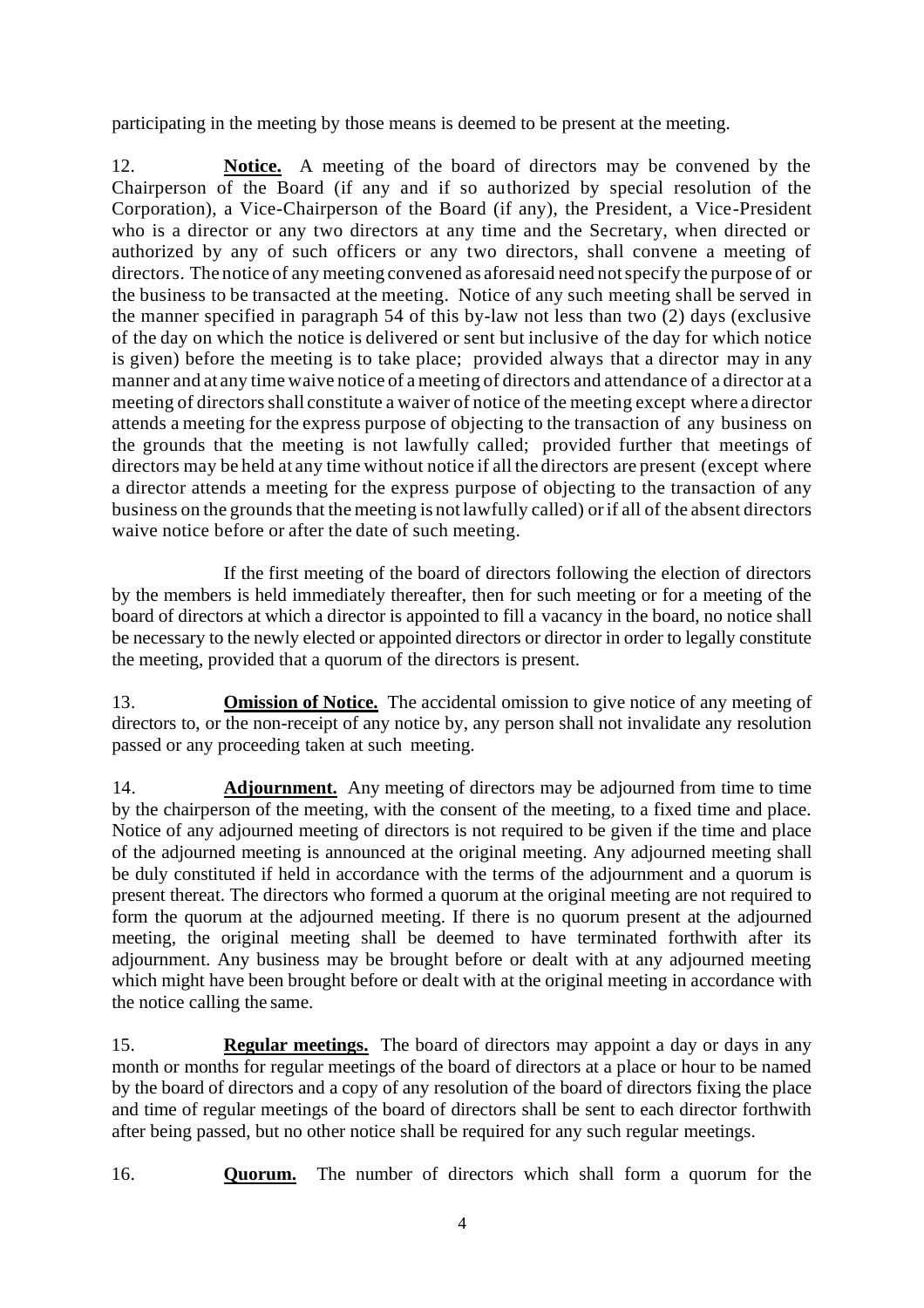participating in the meeting by those means is deemed to be present at the meeting.

12. **Notice.** A meeting of the board of directors may be convened by the Chairperson of the Board (if any and if so authorized by special resolution of the Corporation), a Vice-Chairperson of the Board (if any), the President, a Vice-President who is a director or any two directors at any time and the Secretary, when directed or authorized by any of such officers or any two directors, shall convene a meeting of directors. The notice of any meeting convened as aforesaid need not specify the purpose of or the business to be transacted at the meeting. Notice of any such meeting shall be served in the manner specified in paragraph 54 of this by-law not less than two (2) days (exclusive of the day on which the notice is delivered or sent but inclusive of the day for which notice is given) before the meeting is to take place; provided always that a director may in any manner and at any time waive notice of a meeting of directors and attendance of a director at a meeting of directors shall constitute a waiver of notice of the meeting except where a director attends a meeting for the express purpose of objecting to the transaction of any business on the grounds that the meeting is not lawfully called; provided further that meetings of directors may be held at any time without notice if all the directors are present (except where a director attends a meeting for the express purpose of objecting to the transaction of any business on the grounds that the meeting is not lawfully called) or if all of the absent directors waive notice before or after the date of such meeting.

If the first meeting of the board of directors following the election of directors by the members is held immediately thereafter, then for such meeting or for a meeting of the board of directors at which a director is appointed to fill a vacancy in the board, no notice shall be necessary to the newly elected or appointed directors or director in order to legally constitute the meeting, provided that a quorum of the directors is present.

13. **Omission of Notice.** The accidental omission to give notice of any meeting of directors to, or the non-receipt of any notice by, any person shall not invalidate any resolution passed or any proceeding taken at such meeting.

14. **Adjournment.** Any meeting of directors may be adjourned from time to time by the chairperson of the meeting, with the consent of the meeting, to a fixed time and place. Notice of any adjourned meeting of directors is not required to be given if the time and place of the adjourned meeting is announced at the original meeting. Any adjourned meeting shall be duly constituted if held in accordance with the terms of the adjournment and a quorum is present thereat. The directors who formed a quorum at the original meeting are not required to form the quorum at the adjourned meeting. If there is no quorum present at the adjourned meeting, the original meeting shall be deemed to have terminated forthwith after its adjournment. Any business may be brought before or dealt with at any adjourned meeting which might have been brought before or dealt with at the original meeting in accordance with the notice calling the same.

15. **Regular meetings.** The board of directors may appoint a day or days in any month or months for regular meetings of the board of directors at a place or hour to be named by the board of directors and a copy of any resolution of the board of directors fixing the place and time of regular meetings of the board of directors shall be sent to each director forthwith after being passed, but no other notice shall be required for any such regular meetings.

16. **Quorum.** The number of directors which shall form a quorum for the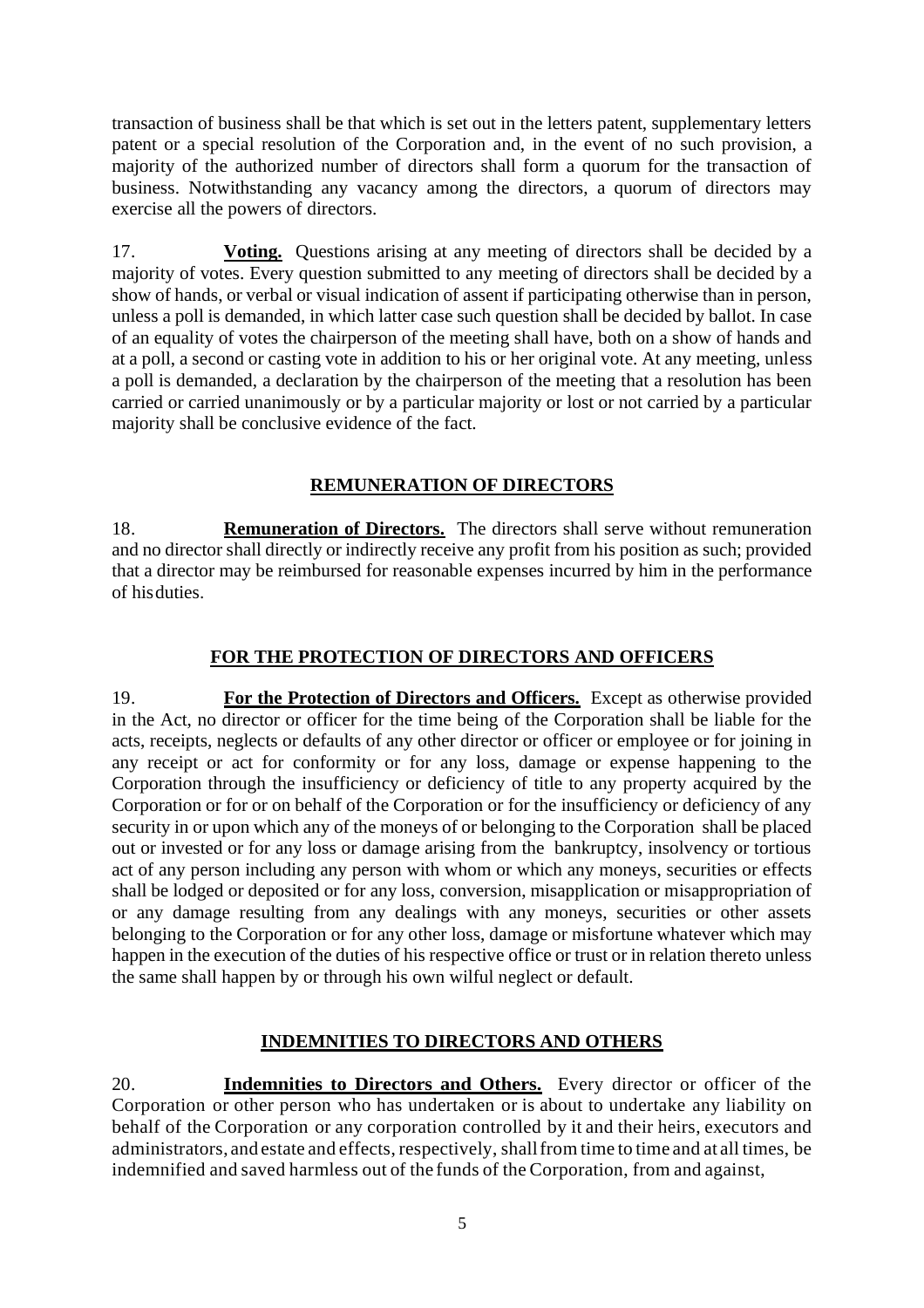transaction of business shall be that which is set out in the letters patent, supplementary letters patent or a special resolution of the Corporation and, in the event of no such provision, a majority of the authorized number of directors shall form a quorum for the transaction of business. Notwithstanding any vacancy among the directors, a quorum of directors may exercise all the powers of directors.

17. **Voting.** Questions arising at any meeting of directors shall be decided by a majority of votes. Every question submitted to any meeting of directors shall be decided by a show of hands, or verbal or visual indication of assent if participating otherwise than in person, unless a poll is demanded, in which latter case such question shall be decided by ballot. In case of an equality of votes the chairperson of the meeting shall have, both on a show of hands and at a poll, a second or casting vote in addition to his or her original vote. At any meeting, unless a poll is demanded, a declaration by the chairperson of the meeting that a resolution has been carried or carried unanimously or by a particular majority or lost or not carried by a particular majority shall be conclusive evidence of the fact.

## REMUNERATION OF DIRECTORS

18. **Remuneration of Directors.** The directors shall serve without remuneration and no director shall directly or indirectly receive any profit from his position as such; provided that a director may be reimbursed for reasonable expenses incurred by him in the performance of his duties.

## FOR THE PROTECTION OF DIRECTORS AND OFFICERS

19. **For the Protection of Directors and Officers.** Except as otherwise provided in the Act, no director or officer for the time being of the Corporation shall be liable for the acts, receipts, neglects or defaults of any other director or officer or employee or for joining in any receipt or act for conformity or for any loss, damage or expense happening to the Corporation through the insufficiency or deficiency of title to any property acquired by the Corporation or for or on behalf of the Corporation or for the insufficiency or deficiency of any security in or upon which any of the moneys of or belonging to the Corporation shall be placed out or invested or for any loss or damage arising from the bankruptcy, insolvency or tortious act of any person including any person with whom or which any moneys, securities or effects shall be lodged or deposited or for any loss, conversion, misapplication or misappropriation of or any damage resulting from any dealings with any moneys, securities or other assets belonging to the Corporation or for any other loss, damage or misfortune whatever which may happen in the execution of the duties of his respective office or trust or in relation thereto unless the same shall happen by or through his own wilful neglect or default.

## INDEMNITIES TO DIRECTORS AND OTHERS

20. **Indemnities to Directors and Others.** Every director or officer of the Corporation or other person who has undertaken or is about to undertake any liability on behalf of the Corporation or any corporation controlled by it and their heirs, executors and administrators, and estate and effects, respectively, shall from time to time and at all times, be indemnified and saved harmless out of the funds of the Corporation, from and against,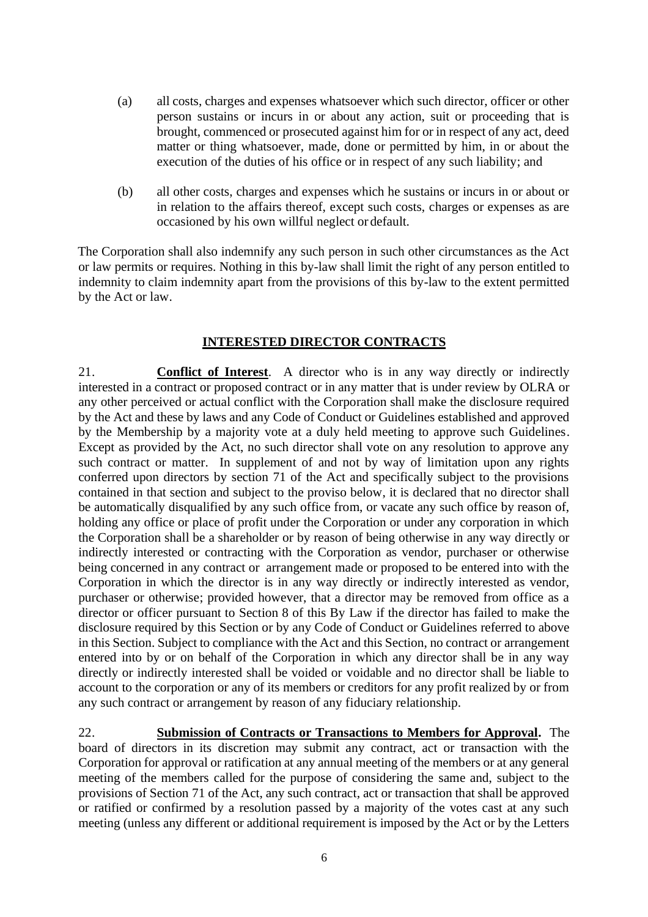(a) all costs, charges and expenses whatsoever which such director, officer or other person sustains or incurs in or about any action, suit or proceeding that is brought, commenced or prosecuted against him for or in respect of any act, deed matter or thing whatsoever, made, done or permitted by him, in or about the execution of the duties of his office or in respect of any such liability; and

(b) all other costs, charges and expenses which he sustains or incurs in or about or in relation to the affairs thereof, except such costs, charges or expenses as are occasioned by his own willful neglect or default.

The Corporation shall also indemnify any such person in such other circumstances as the Act or law permits or requires. Nothing in this by-law shall limit the right of any person entitled to indemnity to claim indemnity apart from the provisions of this by-law to the extent permitted by the Act or law.

## INTERESTED DIRECTOR CONTRACTS

21. **Conflict of Interest**. A director who is in any way directly or indirectly interested in a contract or proposed contract or in any matter that is under review by OLRA or any other perceived or actual conflict with the Corporation shall make the disclosure required by the Act and these by laws and any Code of Conduct or Guidelines established and approved by the Membership by a majority vote at a duly held meeting to approve such Guidelines. Except as provided by the Act, no such director shall vote on any resolution to approve any such contract or matter. In supplement of and not by way of limitation upon any rights conferred upon directors by section 71 of the Act and specifically subject to the provisions contained in that section and subject to the proviso below, it is declared that no director shall be automatically disqualified by any such office from, or vacate any such office by reason of, holding any office or place of profit under the Corporation or under any corporation in which the Corporation shall be a shareholder or by reason of being otherwise in any way directly or indirectly interested or contracting with the Corporation as vendor, purchaser or otherwise being concerned in any contract or arrangement made or proposed to be entered into with the Corporation in which the director is in any way directly or indirectly interested as vendor, purchaser or otherwise; provided however, that a director may be removed from office as a director or officer pursuant to Section 8 of this By Law if the director has failed to make the disclosure required by this Section or by any Code of Conduct or Guidelines referred to above in this Section. Subject to compliance with the Act and this Section, no contract or arrangement entered into by or on behalf of the Corporation in which any director shall be in any way directly or indirectly interested shall be voided or voidable and no director shall be liable to account to the corporation or any of its members or creditors for any profit realized by or from any such contract or arrangement by reason of any fiduciary relationship.

22. **Submission of Contracts or Transactions to Members for Approval.** The board of directors in its discretion may submit any contract, act or transaction with the Corporation for approval or ratification at any annual meeting of the members or at any general meeting of the members called for the purpose of considering the same and, subject to the provisions of Section 71 of the Act, any such contract, act or transaction that shall be approved or ratified or confirmed by a resolution passed by a majority of the votes cast at any such meeting (unless any different or additional requirement is imposed by the Act or by the Letters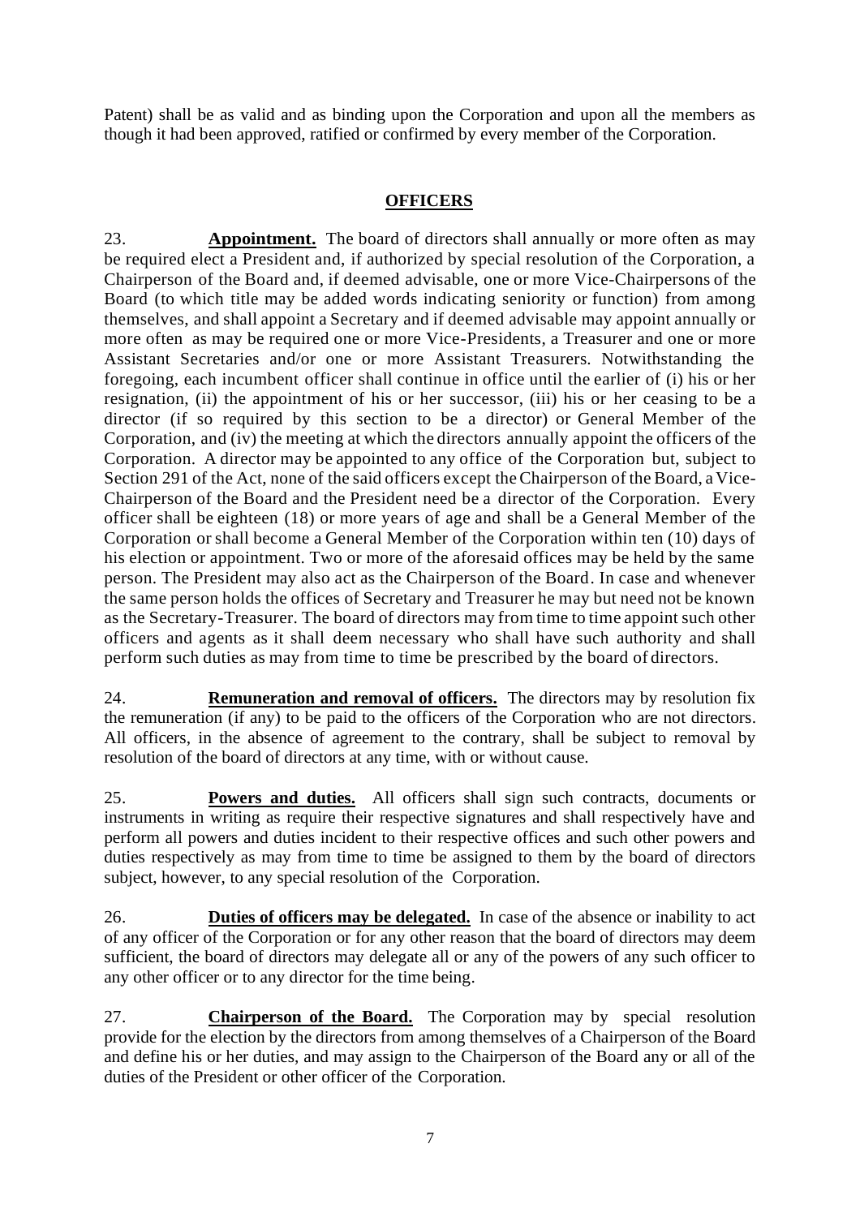Patent) shall be as valid and as binding upon the Corporation and upon all the members as though it had been approved, ratified or confirmed by every member of the Corporation.

## OFFICERS

23. **Appointment.** The board of directors shall annually or more often as may be required elect a President and, if authorized by special resolution of the Corporation, a Chairperson of the Board and, if deemed advisable, one or more Vice-Chairpersons of the Board (to which title may be added words indicating seniority or function) from among themselves, and shall appoint a Secretary and if deemed advisable may appoint annually or more often as may be required one or more Vice-Presidents, a Treasurer and one or more Assistant Secretaries and/or one or more Assistant Treasurers. Notwithstanding the foregoing, each incumbent officer shall continue in office until the earlier of (i) his or her resignation, (ii) the appointment of his or her successor, (iii) his or her ceasing to be a director (if so required by this section to be a director) or General Member of the Corporation, and (iv) the meeting at which the directors annually appoint the officers of the Corporation. A director may be appointed to any office of the Corporation but, subject to Section 291 of the Act, none of the said officers except the Chairperson of the Board, a Vice-Chairperson of the Board and the President need be a director of the Corporation. Every officer shall be eighteen (18) or more years of age and shall be a General Member of the Corporation or shall become a General Member of the Corporation within ten (10) days of his election or appointment. Two or more of the aforesaid offices may be held by the same person. The President may also act as the Chairperson of the Board. In case and whenever the same person holds the offices of Secretary and Treasurer he may but need not be known as the Secretary-Treasurer. The board of directors may from time to time appoint such other officers and agents as it shall deem necessary who shall have such authority and shall perform such duties as may from time to time be prescribed by the board of directors.

24. **Remuneration and removal of officers.** The directors may by resolution fix the remuneration (if any) to be paid to the officers of the Corporation who are not directors. All officers, in the absence of agreement to the contrary, shall be subject to removal by resolution of the board of directors at any time, with or without cause.

25. **Powers and duties.** All officers shall sign such contracts, documents or instruments in writing as require their respective signatures and shall respectively have and perform all powers and duties incident to their respective offices and such other powers and duties respectively as may from time to time be assigned to them by the board of directors subject, however, to any special resolution of the Corporation.

26. **Duties of officers may be delegated.** In case of the absence or inability to act of any officer of the Corporation or for any other reason that the board of directors may deem sufficient, the board of directors may delegate all or any of the powers of any such officer to any other officer or to any director for the time being.

27. **Chairperson of the Board.** The Corporation may by special resolution provide for the election by the directors from among themselves of a Chairperson of the Board and define his or her duties, and may assign to the Chairperson of the Board any or all of the duties of the President or other officer of the Corporation.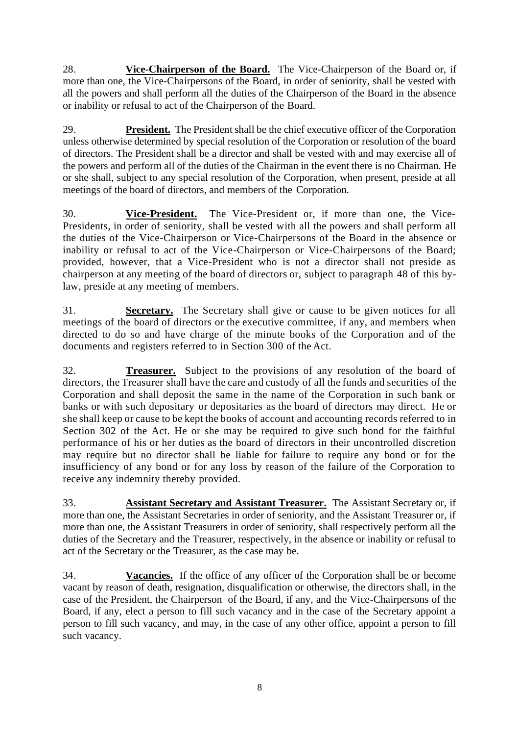28. **Vice-Chairperson of the Board.** The Vice-Chairperson of the Board or, if more than one, the Vice-Chairpersons of the Board, in order of seniority, shall be vested with all the powers and shall perform all the duties of the Chairperson of the Board in the absence or inability or refusal to act of the Chairperson of the Board.

29. **President.** The President shall be the chief executive officer of the Corporation unless otherwise determined by special resolution of the Corporation or resolution of the board of directors. The President shall be a director and shall be vested with and may exercise all of the powers and perform all of the duties of the Chairman in the event there is no Chairman. He or she shall, subject to any special resolution of the Corporation, when present, preside at all meetings of the board of directors, and members of the Corporation.

30. **Vice-President.** The Vice-President or, if more than one, the Vice-Presidents, in order of seniority, shall be vested with all the powers and shall perform all the duties of the Vice-Chairperson or Vice-Chairpersons of the Board in the absence or inability or refusal to act of the Vice-Chairperson or Vice-Chairpersons of the Board; provided, however, that a Vice-President who is not a director shall not preside as chairperson at any meeting of the board of directors or, subject to paragraph 48 of this by-law, preside at any meeting of members.

31. **Secretary.** The Secretary shall give or cause to be given notices for all meetings of the board of directors or the executive committee, if any, and members when directed to do so and have charge of the minute books of the Corporation and of the documents and registers referred to in Section 300 of the Act.

32. **Treasurer.** Subject to the provisions of any resolution of the board of directors, the Treasurer shall have the care and custody of all the funds and securities of the Corporation and shall deposit the same in the name of the Corporation in such bank or banks or with such depositary or depositaries as the board of directors may direct. He or she shall keep or cause to be kept the books of account and accounting records referred to in Section 302 of the Act. He or she may be required to give such bond for the faithful performance of his or her duties as the board of directors in their uncontrolled discretion may require but no director shall be liable for failure to require any bond or for the insufficiency of any bond or for any loss by reason of the failure of the Corporation to receive any indemnity thereby provided.

33. **Assistant Secretary and Assistant Treasurer.** The Assistant Secretary or, if more than one, the Assistant Secretaries in order of seniority, and the Assistant Treasurer or, if more than one, the Assistant Treasurers in order of seniority, shall respectively perform all the duties of the Secretary and the Treasurer, respectively, in the absence or inability or refusal to act of the Secretary or the Treasurer, as the case may be.

34. **Vacancies.** If the office of any officer of the Corporation shall be or become vacant by reason of death, resignation, disqualification or otherwise, the directors shall, in the case of the President, the Chairperson of the Board, if any, and the Vice-Chairpersons of the Board, if any, elect a person to fill such vacancy and in the case of the Secretary appoint a person to fill such vacancy, and may, in the case of any other office, appoint a person to fill such vacancy.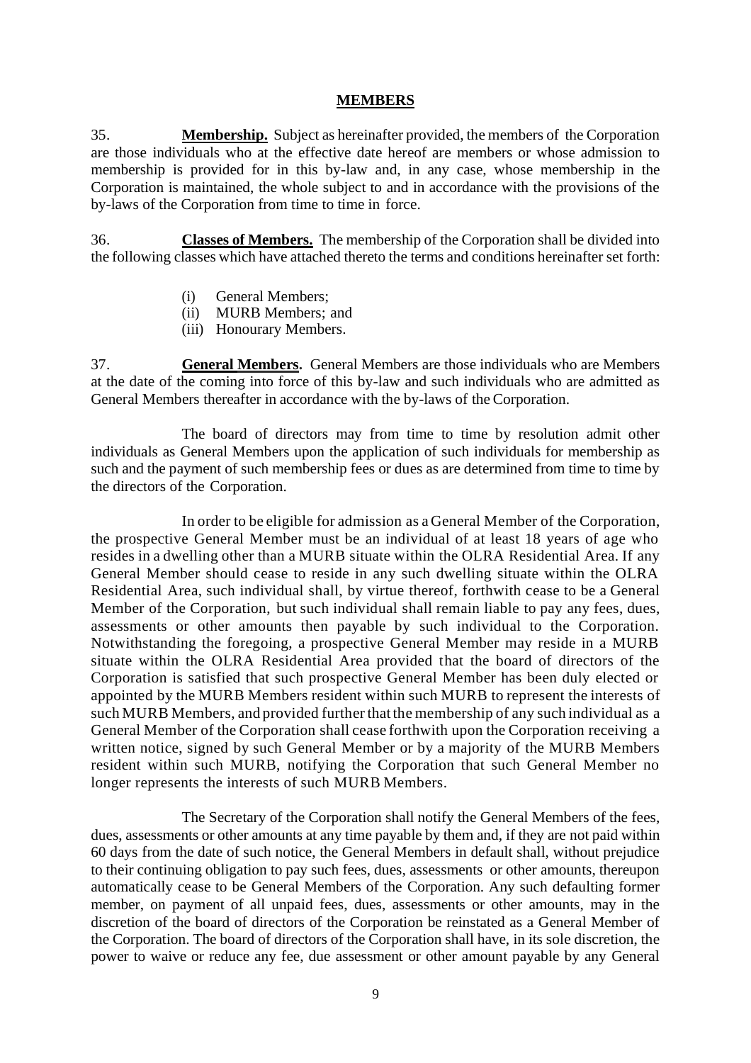## MEMBERS

35. **Membership.** Subject as hereinafter provided, the members of the Corporation are those individuals who at the effective date hereof are members or whose admission to membership is provided for in this by-law and, in any case, whose membership in the Corporation is maintained, the whole subject to and in accordance with the provisions of the by-laws of the Corporation from time to time in force.

36. **Classes of Members.** The membership of the Corporation shall be divided into the following classes which have attached thereto the terms and conditions hereinafter set forth:

(i) General Members;
(ii) MURB Members; and
(iii) Honourary Members.

37. **General Members.** General Members are those individuals who are Members at the date of the coming into force of this by-law and such individuals who are admitted as General Members thereafter in accordance with the by-laws of the Corporation.

The board of directors may from time to time by resolution admit other individuals as General Members upon the application of such individuals for membership as such and the payment of such membership fees or dues as are determined from time to time by the directors of the Corporation.

In order to be eligible for admission as a General Member of the Corporation, the prospective General Member must be an individual of at least 18 years of age who resides in a dwelling other than a MURB situate within the OLRA Residential Area. If any General Member should cease to reside in any such dwelling situate within the OLRA Residential Area, such individual shall, by virtue thereof, forthwith cease to be a General Member of the Corporation, but such individual shall remain liable to pay any fees, dues, assessments or other amounts then payable by such individual to the Corporation. Notwithstanding the foregoing, a prospective General Member may reside in a MURB situate within the OLRA Residential Area provided that the board of directors of the Corporation is satisfied that such prospective General Member has been duly elected or appointed by the MURB Members resident within such MURB to represent the interests of such MURB Members, and provided further that the membership of any such individual as a General Member of the Corporation shall cease forthwith upon the Corporation receiving a written notice, signed by such General Member or by a majority of the MURB Members resident within such MURB, notifying the Corporation that such General Member no longer represents the interests of such MURB Members.

The Secretary of the Corporation shall notify the General Members of the fees, dues, assessments or other amounts at any time payable by them and, if they are not paid within 60 days from the date of such notice, the General Members in default shall, without prejudice to their continuing obligation to pay such fees, dues, assessments or other amounts, thereupon automatically cease to be General Members of the Corporation. Any such defaulting former member, on payment of all unpaid fees, dues, assessments or other amounts, may in the discretion of the board of directors of the Corporation be reinstated as a General Member of the Corporation. The board of directors of the Corporation shall have, in its sole discretion, the power to waive or reduce any fee, due assessment or other amount payable by any General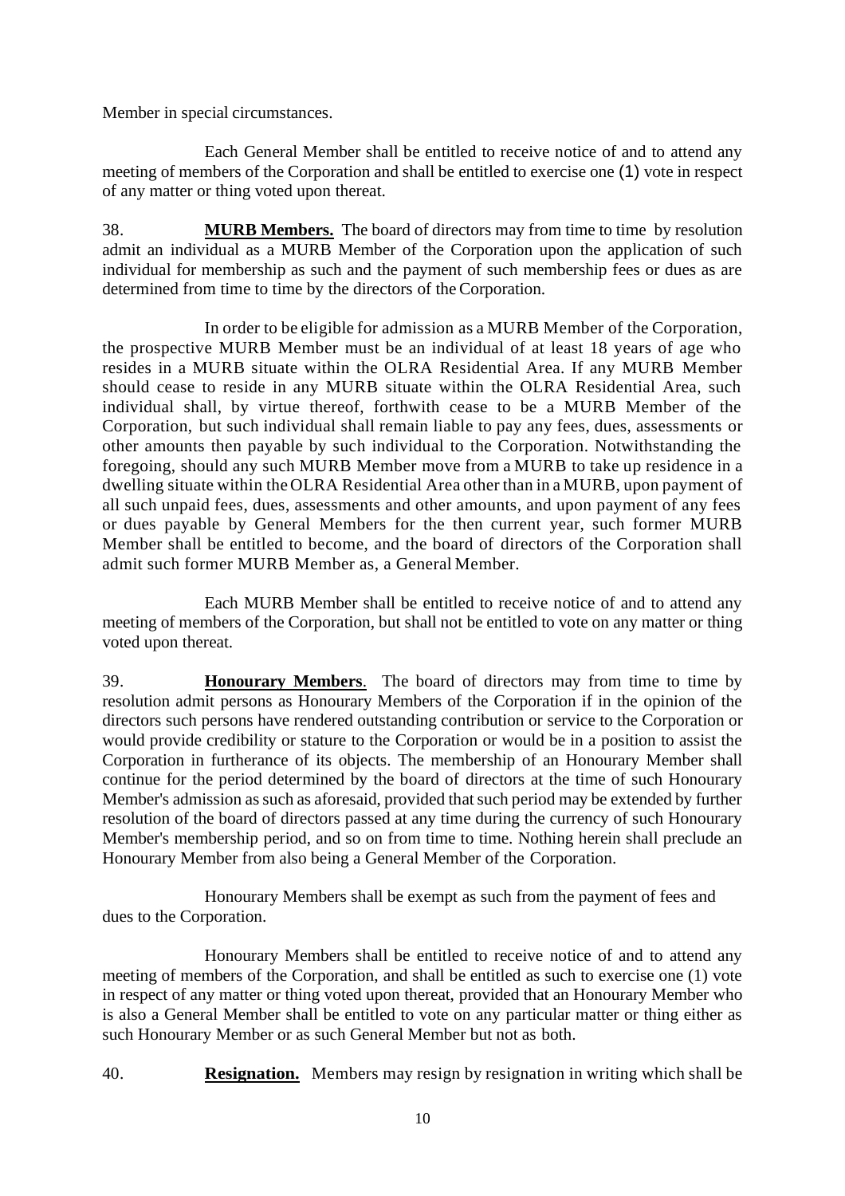Member in special circumstances.

Each General Member shall be entitled to receive notice of and to attend any meeting of members of the Corporation and shall be entitled to exercise one (1) vote in respect of any matter or thing voted upon thereat.

38. **MURB Members.** The board of directors may from time to time by resolution admit an individual as a MURB Member of the Corporation upon the application of such individual for membership as such and the payment of such membership fees or dues as are determined from time to time by the directors of the Corporation.

In order to be eligible for admission as a MURB Member of the Corporation, the prospective MURB Member must be an individual of at least 18 years of age who resides in a MURB situate within the OLRA Residential Area. If any MURB Member should cease to reside in any MURB situate within the OLRA Residential Area, such individual shall, by virtue thereof, forthwith cease to be a MURB Member of the Corporation, but such individual shall remain liable to pay any fees, dues, assessments or other amounts then payable by such individual to the Corporation. Notwithstanding the foregoing, should any such MURB Member move from a MURB to take up residence in a dwelling situate within the OLRA Residential Area other than in a MURB, upon payment of all such unpaid fees, dues, assessments and other amounts, and upon payment of any fees or dues payable by General Members for the then current year, such former MURB Member shall be entitled to become, and the board of directors of the Corporation shall admit such former MURB Member as, a General Member.

Each MURB Member shall be entitled to receive notice of and to attend any meeting of members of the Corporation, but shall not be entitled to vote on any matter or thing voted upon thereat.

39. **Honourary Members**. The board of directors may from time to time by resolution admit persons as Honourary Members of the Corporation if in the opinion of the directors such persons have rendered outstanding contribution or service to the Corporation or would provide credibility or stature to the Corporation or would be in a position to assist the Corporation in furtherance of its objects. The membership of an Honourary Member shall continue for the period determined by the board of directors at the time of such Honourary Member's admission as such as aforesaid, provided that such period may be extended by further resolution of the board of directors passed at any time during the currency of such Honourary Member's membership period, and so on from time to time. Nothing herein shall preclude an Honourary Member from also being a General Member of the Corporation.

Honourary Members shall be exempt as such from the payment of fees and dues to the Corporation.

Honourary Members shall be entitled to receive notice of and to attend any meeting of members of the Corporation, and shall be entitled as such to exercise one (1) vote in respect of any matter or thing voted upon thereat, provided that an Honourary Member who is also a General Member shall be entitled to vote on any particular matter or thing either as such Honourary Member or as such General Member but not as both.

40. **Resignation.** Members may resign by resignation in writing which shall be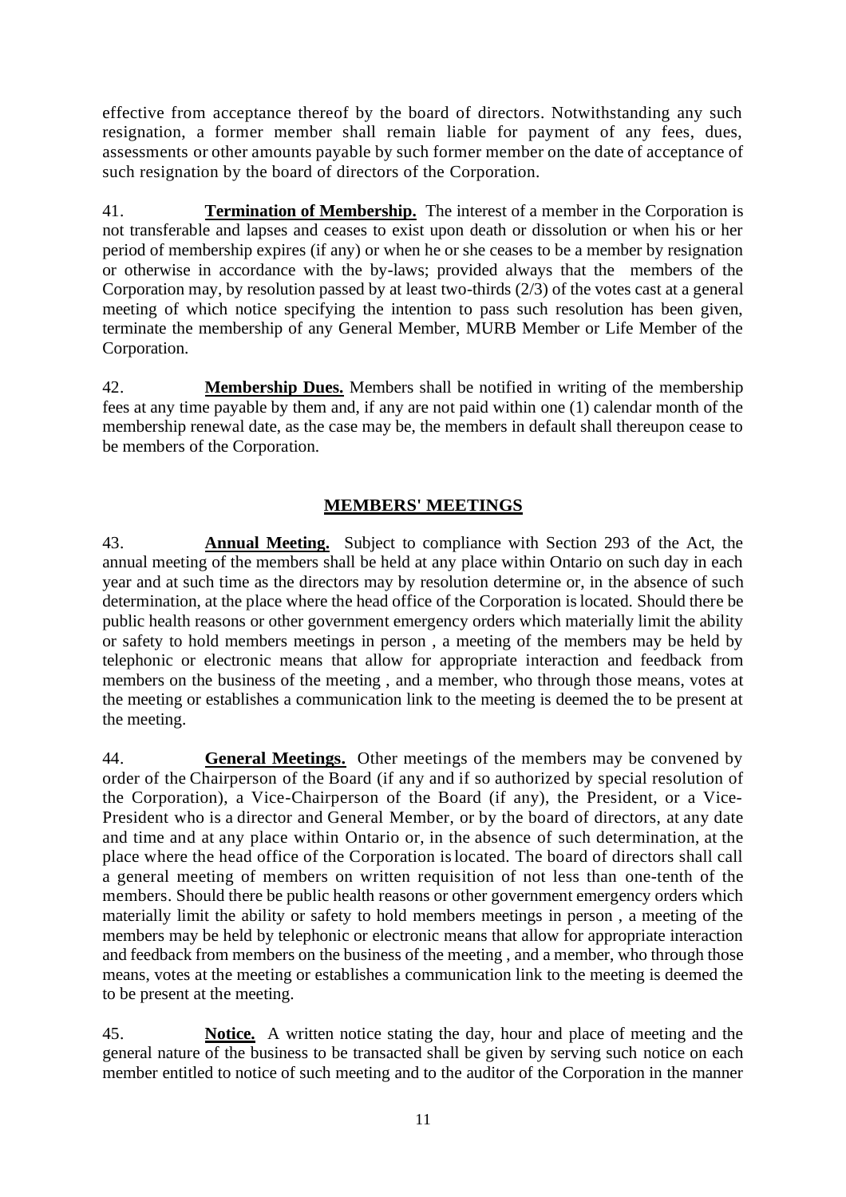effective from acceptance thereof by the board of directors. Notwithstanding any such resignation, a former member shall remain liable for payment of any fees, dues, assessments or other amounts payable by such former member on the date of acceptance of such resignation by the board of directors of the Corporation.

41. **Termination of Membership.** The interest of a member in the Corporation is not transferable and lapses and ceases to exist upon death or dissolution or when his or her period of membership expires (if any) or when he or she ceases to be a member by resignation or otherwise in accordance with the by-laws; provided always that the members of the Corporation may, by resolution passed by at least two-thirds (2/3) of the votes cast at a general meeting of which notice specifying the intention to pass such resolution has been given, terminate the membership of any General Member, MURB Member or Life Member of the Corporation.

42. **Membership Dues.** Members shall be notified in writing of the membership fees at any time payable by them and, if any are not paid within one (1) calendar month of the membership renewal date, as the case may be, the members in default shall thereupon cease to be members of the Corporation.

## MEMBERS' MEETINGS

43. **Annual Meeting.** Subject to compliance with Section 293 of the Act, the annual meeting of the members shall be held at any place within Ontario on such day in each year and at such time as the directors may by resolution determine or, in the absence of such determination, at the place where the head office of the Corporation is located. Should there be public health reasons or other government emergency orders which materially limit the ability or safety to hold members meetings in person , a meeting of the members may be held by telephonic or electronic means that allow for appropriate interaction and feedback from members on the business of the meeting , and a member, who through those means, votes at the meeting or establishes a communication link to the meeting is deemed the to be present at the meeting.

44. **General Meetings.** Other meetings of the members may be convened by order of the Chairperson of the Board (if any and if so authorized by special resolution of the Corporation), a Vice-Chairperson of the Board (if any), the President, or a Vice-President who is a director and General Member, or by the board of directors, at any date and time and at any place within Ontario or, in the absence of such determination, at the place where the head office of the Corporation is located. The board of directors shall call a general meeting of members on written requisition of not less than one-tenth of the members. Should there be public health reasons or other government emergency orders which materially limit the ability or safety to hold members meetings in person , a meeting of the members may be held by telephonic or electronic means that allow for appropriate interaction and feedback from members on the business of the meeting , and a member, who through those means, votes at the meeting or establishes a communication link to the meeting is deemed the to be present at the meeting.

45. **Notice.** A written notice stating the day, hour and place of meeting and the general nature of the business to be transacted shall be given by serving such notice on each member entitled to notice of such meeting and to the auditor of the Corporation in the manner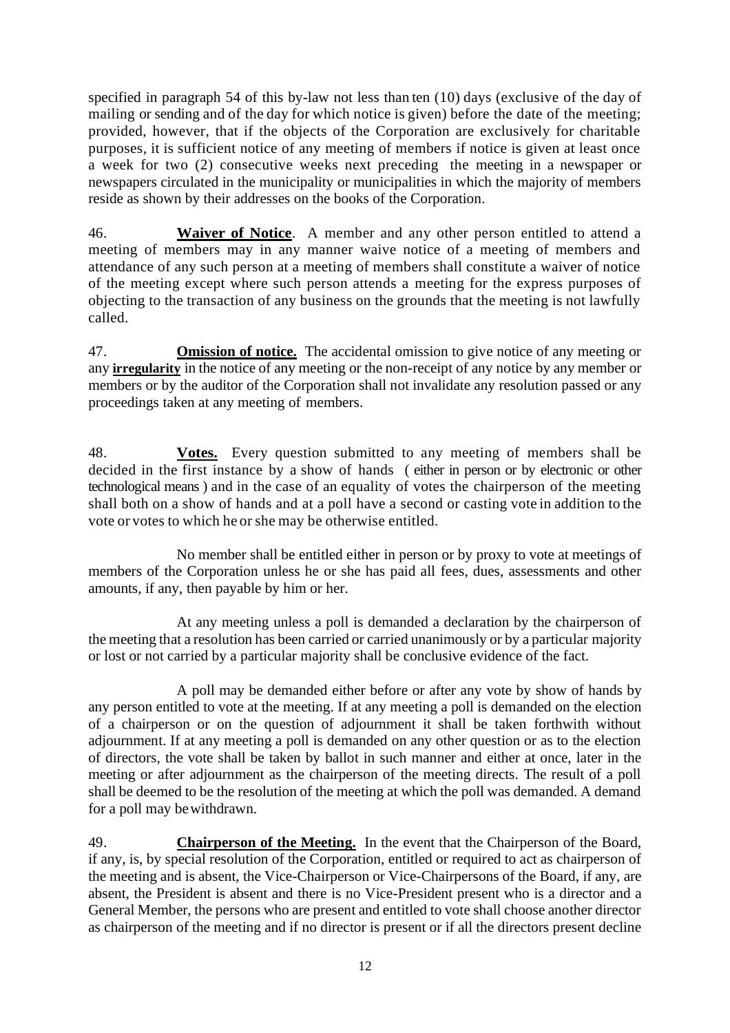specified in paragraph 54 of this by-law not less than ten (10) days (exclusive of the day of mailing or sending and of the day for which notice is given) before the date of the meeting; provided, however, that if the objects of the Corporation are exclusively for charitable purposes, it is sufficient notice of any meeting of members if notice is given at least once a week for two (2) consecutive weeks next preceding the meeting in a newspaper or newspapers circulated in the municipality or municipalities in which the majority of members reside as shown by their addresses on the books of the Corporation.

46. **Waiver of Notice**. A member and any other person entitled to attend a meeting of members may in any manner waive notice of a meeting of members and attendance of any such person at a meeting of members shall constitute a waiver of notice of the meeting except where such person attends a meeting for the express purposes of objecting to the transaction of any business on the grounds that the meeting is not lawfully called.

47. **Omission of notice.** The accidental omission to give notice of any meeting or any **irregularity** in the notice of any meeting or the non-receipt of any notice by any member or members or by the auditor of the Corporation shall not invalidate any resolution passed or any proceedings taken at any meeting of members.

48. **Votes.** Every question submitted to any meeting of members shall be decided in the first instance by a show of hands ( either in person or by electronic or other technological means ) and in the case of an equality of votes the chairperson of the meeting shall both on a show of hands and at a poll have a second or casting vote in addition to the vote or votes to which he or she may be otherwise entitled.

No member shall be entitled either in person or by proxy to vote at meetings of members of the Corporation unless he or she has paid all fees, dues, assessments and other amounts, if any, then payable by him or her.

At any meeting unless a poll is demanded a declaration by the chairperson of the meeting that a resolution has been carried or carried unanimously or by a particular majority or lost or not carried by a particular majority shall be conclusive evidence of the fact.

A poll may be demanded either before or after any vote by show of hands by any person entitled to vote at the meeting. If at any meeting a poll is demanded on the election of a chairperson or on the question of adjournment it shall be taken forthwith without adjournment. If at any meeting a poll is demanded on any other question or as to the election of directors, the vote shall be taken by ballot in such manner and either at once, later in the meeting or after adjournment as the chairperson of the meeting directs. The result of a poll shall be deemed to be the resolution of the meeting at which the poll was demanded. A demand for a poll may be withdrawn.

49. **Chairperson of the Meeting.** In the event that the Chairperson of the Board, if any, is, by special resolution of the Corporation, entitled or required to act as chairperson of the meeting and is absent, the Vice-Chairperson or Vice-Chairpersons of the Board, if any, are absent, the President is absent and there is no Vice-President present who is a director and a General Member, the persons who are present and entitled to vote shall choose another director as chairperson of the meeting and if no director is present or if all the directors present decline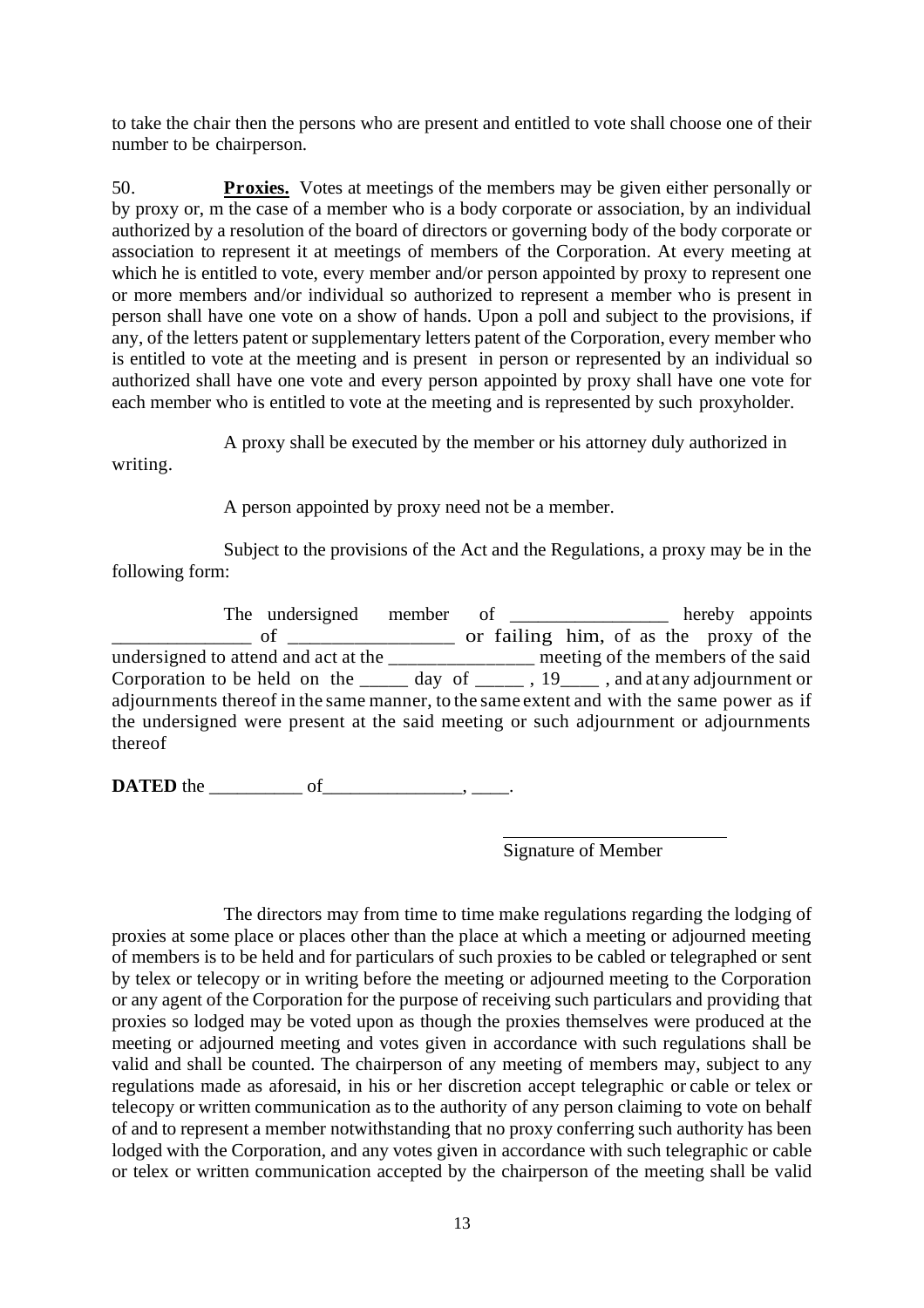to take the chair then the persons who are present and entitled to vote shall choose one of their number to be chairperson.

50. **Proxies.** Votes at meetings of the members may be given either personally or by proxy or, m the case of a member who is a body corporate or association, by an individual authorized by a resolution of the board of directors or governing body of the body corporate or association to represent it at meetings of members of the Corporation. At every meeting at which he is entitled to vote, every member and/or person appointed by proxy to represent one or more members and/or individual so authorized to represent a member who is present in person shall have one vote on a show of hands. Upon a poll and subject to the provisions, if any, of the letters patent or supplementary letters patent of the Corporation, every member who is entitled to vote at the meeting and is present in person or represented by an individual so authorized shall have one vote and every person appointed by proxy shall have one vote for each member who is entitled to vote at the meeting and is represented by such proxyholder.

A proxy shall be executed by the member or his attorney duly authorized in writing.

A person appointed by proxy need not be a member.

Subject to the provisions of the Act and the Regulations, a proxy may be in the following form:

The undersigned member of ________________ hereby appoints ______________ of ________________ or failing him, of as the proxy of the undersigned to attend and act at the _______________ meeting of the members of the said Corporation to be held on the _____ day of _____ , 19____ , and at any adjournment or adjournments thereof in the same manner, to the same extent and with the same power as if the undersigned were present at the said meeting or such adjournment or adjournments thereof

**DATED** the __________ of_______________, ____.

________________________
Signature of Member

The directors may from time to time make regulations regarding the lodging of proxies at some place or places other than the place at which a meeting or adjourned meeting of members is to be held and for particulars of such proxies to be cabled or telegraphed or sent by telex or telecopy or in writing before the meeting or adjourned meeting to the Corporation or any agent of the Corporation for the purpose of receiving such particulars and providing that proxies so lodged may be voted upon as though the proxies themselves were produced at the meeting or adjourned meeting and votes given in accordance with such regulations shall be valid and shall be counted. The chairperson of any meeting of members may, subject to any regulations made as aforesaid, in his or her discretion accept telegraphic or cable or telex or telecopy or written communication as to the authority of any person claiming to vote on behalf of and to represent a member notwithstanding that no proxy conferring such authority has been lodged with the Corporation, and any votes given in accordance with such telegraphic or cable or telex or written communication accepted by the chairperson of the meeting shall be valid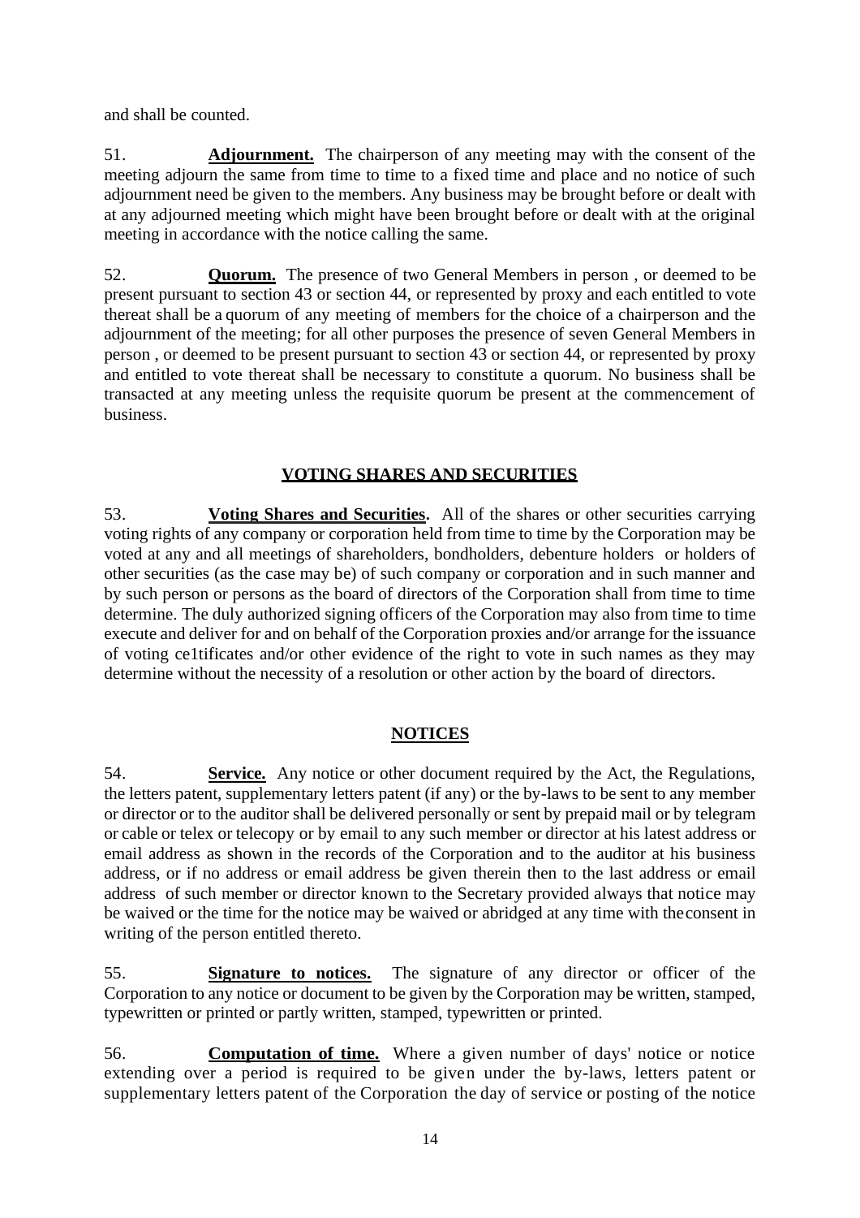and shall be counted.

51. **Adjournment.** The chairperson of any meeting may with the consent of the meeting adjourn the same from time to time to a fixed time and place and no notice of such adjournment need be given to the members. Any business may be brought before or dealt with at any adjourned meeting which might have been brought before or dealt with at the original meeting in accordance with the notice calling the same.

52. **Quorum.** The presence of two General Members in person , or deemed to be present pursuant to section 43 or section 44, or represented by proxy and each entitled to vote thereat shall be a quorum of any meeting of members for the choice of a chairperson and the adjournment of the meeting; for all other purposes the presence of seven General Members in person , or deemed to be present pursuant to section 43 or section 44, or represented by proxy and entitled to vote thereat shall be necessary to constitute a quorum. No business shall be transacted at any meeting unless the requisite quorum be present at the commencement of business.

## VOTING SHARES AND SECURITIES

53. **Voting Shares and Securities.** All of the shares or other securities carrying voting rights of any company or corporation held from time to time by the Corporation may be voted at any and all meetings of shareholders, bondholders, debenture holders or holders of other securities (as the case may be) of such company or corporation and in such manner and by such person or persons as the board of directors of the Corporation shall from time to time determine. The duly authorized signing officers of the Corporation may also from time to time execute and deliver for and on behalf of the Corporation proxies and/or arrange for the issuance of voting ce1tificates and/or other evidence of the right to vote in such names as they may determine without the necessity of a resolution or other action by the board of directors.

## NOTICES

54. **Service.** Any notice or other document required by the Act, the Regulations, the letters patent, supplementary letters patent (if any) or the by-laws to be sent to any member or director or to the auditor shall be delivered personally or sent by prepaid mail or by telegram or cable or telex or telecopy or by email to any such member or director at his latest address or email address as shown in the records of the Corporation and to the auditor at his business address, or if no address or email address be given therein then to the last address or email address of such member or director known to the Secretary provided always that notice may be waived or the time for the notice may be waived or abridged at any time with theconsent in writing of the person entitled thereto.

55. **Signature to notices.** The signature of any director or officer of the Corporation to any notice or document to be given by the Corporation may be written, stamped, typewritten or printed or partly written, stamped, typewritten or printed.

56. **Computation of time.** Where a given number of days' notice or notice extending over a period is required to be given under the by-laws, letters patent or supplementary letters patent of the Corporation the day of service or posting of the notice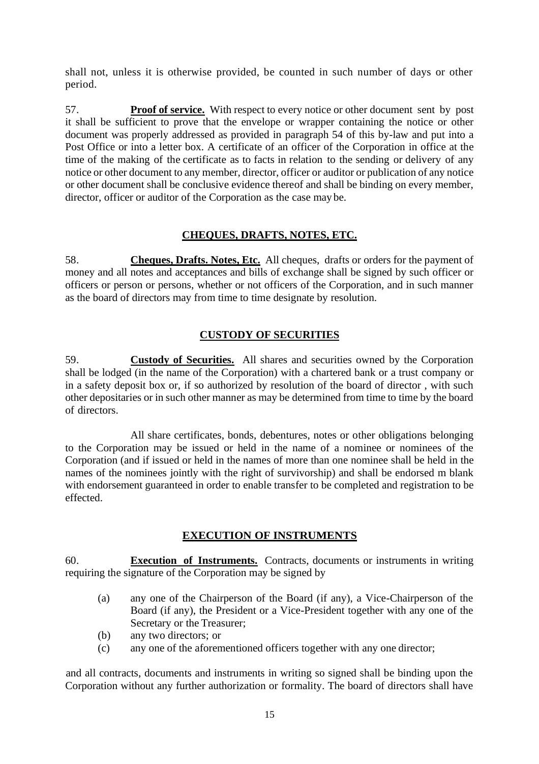shall not, unless it is otherwise provided, be counted in such number of days or other period.

57. **Proof of service.** With respect to every notice or other document sent by post it shall be sufficient to prove that the envelope or wrapper containing the notice or other document was properly addressed as provided in paragraph 54 of this by-law and put into a Post Office or into a letter box. A certificate of an officer of the Corporation in office at the time of the making of the certificate as to facts in relation to the sending or delivery of any notice or other document to any member, director, officer or auditor or publication of any notice or other document shall be conclusive evidence thereof and shall be binding on every member, director, officer or auditor of the Corporation as the case may be.

## CHEQUES, DRAFTS, NOTES, ETC.

58. **Cheques, Drafts. Notes, Etc.** All cheques, drafts or orders for the payment of money and all notes and acceptances and bills of exchange shall be signed by such officer or officers or person or persons, whether or not officers of the Corporation, and in such manner as the board of directors may from time to time designate by resolution.

## CUSTODY OF SECURITIES

59. **Custody of Securities.** All shares and securities owned by the Corporation shall be lodged (in the name of the Corporation) with a chartered bank or a trust company or in a safety deposit box or, if so authorized by resolution of the board of director , with such other depositaries or in such other manner as may be determined from time to time by the board of directors.

All share certificates, bonds, debentures, notes or other obligations belonging to the Corporation may be issued or held in the name of a nominee or nominees of the Corporation (and if issued or held in the names of more than one nominee shall be held in the names of the nominees jointly with the right of survivorship) and shall be endorsed m blank with endorsement guaranteed in order to enable transfer to be completed and registration to be effected.

## EXECUTION OF INSTRUMENTS

60. **Execution of Instruments.** Contracts, documents or instruments in writing requiring the signature of the Corporation may be signed by

(a) any one of the Chairperson of the Board (if any), a Vice-Chairperson of the Board (if any), the President or a Vice-President together with any one of the Secretary or the Treasurer;
(b) any two directors; or
(c) any one of the aforementioned officers together with any one director;

and all contracts, documents and instruments in writing so signed shall be binding upon the Corporation without any further authorization or formality. The board of directors shall have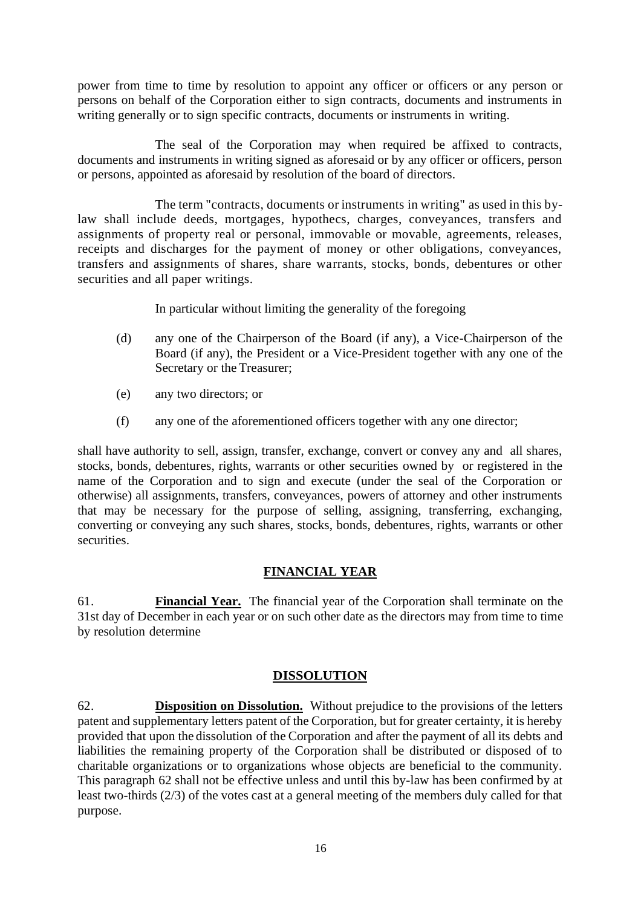power from time to time by resolution to appoint any officer or officers or any person or persons on behalf of the Corporation either to sign contracts, documents and instruments in writing generally or to sign specific contracts, documents or instruments in writing.

The seal of the Corporation may when required be affixed to contracts, documents and instruments in writing signed as aforesaid or by any officer or officers, person or persons, appointed as aforesaid by resolution of the board of directors.

The term "contracts, documents or instruments in writing" as used in this by-law shall include deeds, mortgages, hypothecs, charges, conveyances, transfers and assignments of property real or personal, immovable or movable, agreements, releases, receipts and discharges for the payment of money or other obligations, conveyances, transfers and assignments of shares, share warrants, stocks, bonds, debentures or other securities and all paper writings.

In particular without limiting the generality of the foregoing

(d) any one of the Chairperson of the Board (if any), a Vice-Chairperson of the Board (if any), the President or a Vice-President together with any one of the Secretary or the Treasurer;

(e) any two directors; or

(f) any one of the aforementioned officers together with any one director;

shall have authority to sell, assign, transfer, exchange, convert or convey any and all shares, stocks, bonds, debentures, rights, warrants or other securities owned by or registered in the name of the Corporation and to sign and execute (under the seal of the Corporation or otherwise) all assignments, transfers, conveyances, powers of attorney and other instruments that may be necessary for the purpose of selling, assigning, transferring, exchanging, converting or conveying any such shares, stocks, bonds, debentures, rights, warrants or other securities.

## FINANCIAL YEAR

61. **Financial Year.** The financial year of the Corporation shall terminate on the 31st day of December in each year or on such other date as the directors may from time to time by resolution determine

## DISSOLUTION

62. **Disposition on Dissolution.** Without prejudice to the provisions of the letters patent and supplementary letters patent of the Corporation, but for greater certainty, it is hereby provided that upon the dissolution of the Corporation and after the payment of all its debts and liabilities the remaining property of the Corporation shall be distributed or disposed of to charitable organizations or to organizations whose objects are beneficial to the community. This paragraph 62 shall not be effective unless and until this by-law has been confirmed by at least two-thirds (2/3) of the votes cast at a general meeting of the members duly called for that purpose.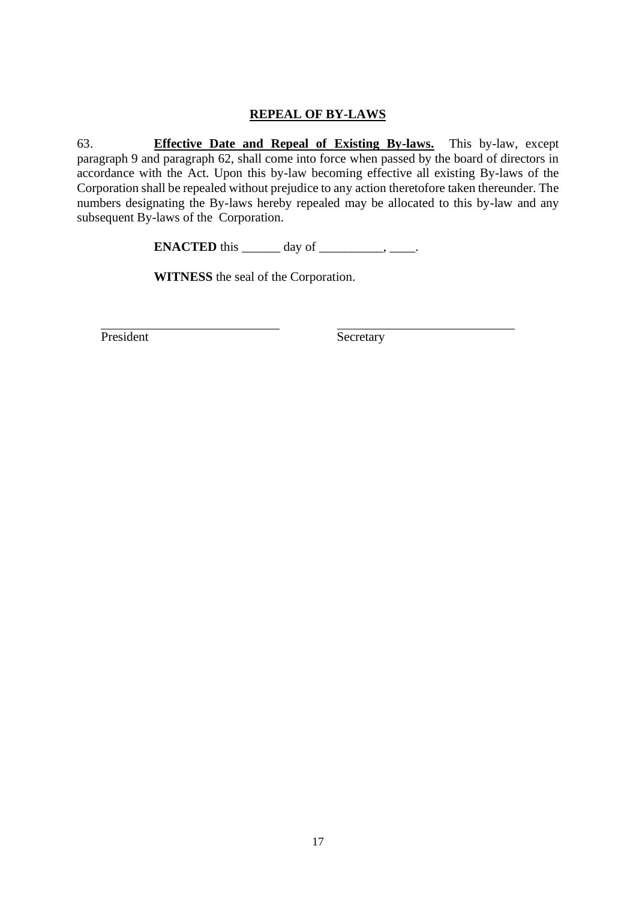## **REPEAL OF BY-LAWS**

63. **Effective Date and Repeal of Existing By-laws.** This by-law, except paragraph 9 and paragraph 62, shall come into force when passed by the board of directors in accordance with the Act. Upon this by-law becoming effective all existing By-laws of the Corporation shall be repealed without prejudice to any action theretofore taken thereunder. The numbers designating the By-laws hereby repealed may be allocated to this by-law and any subsequent By-laws of the Corporation.

**ENACTED** this ______ day of __________, ____.

**WITNESS** the seal of the Corporation.

| | |
|---|---|
| ____________________________ | ____________________________ |
| President | Secretary |